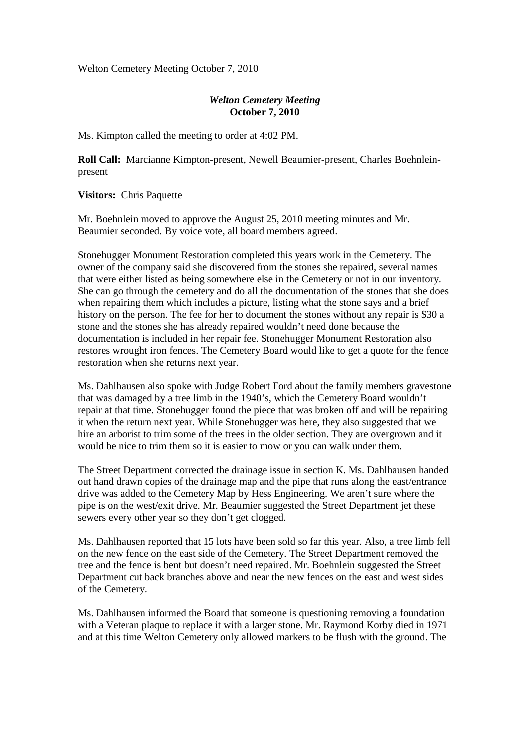Welton Cemetery Meeting October 7, 2010

***Welton Cemetery Meeting***
**October 7, 2010**

Ms. Kimpton called the meeting to order at 4:02 PM.

**Roll Call:** Marcianne Kimpton-present, Newell Beaumier-present, Charles Boehnlein-present

**Visitors:** Chris Paquette

Mr. Boehnlein moved to approve the August 25, 2010 meeting minutes and Mr. Beaumier seconded. By voice vote, all board members agreed.

Stonehugger Monument Restoration completed this years work in the Cemetery. The owner of the company said she discovered from the stones she repaired, several names that were either listed as being somewhere else in the Cemetery or not in our inventory. She can go through the cemetery and do all the documentation of the stones that she does when repairing them which includes a picture, listing what the stone says and a brief history on the person. The fee for her to document the stones without any repair is $30 a stone and the stones she has already repaired wouldn't need done because the documentation is included in her repair fee. Stonehugger Monument Restoration also restores wrought iron fences. The Cemetery Board would like to get a quote for the fence restoration when she returns next year.

Ms. Dahlhausen also spoke with Judge Robert Ford about the family members gravestone that was damaged by a tree limb in the 1940's, which the Cemetery Board wouldn't repair at that time. Stonehugger found the piece that was broken off and will be repairing it when the return next year. While Stonehugger was here, they also suggested that we hire an arborist to trim some of the trees in the older section. They are overgrown and it would be nice to trim them so it is easier to mow or you can walk under them.

The Street Department corrected the drainage issue in section K. Ms. Dahlhausen handed out hand drawn copies of the drainage map and the pipe that runs along the east/entrance drive was added to the Cemetery Map by Hess Engineering. We aren't sure where the pipe is on the west/exit drive. Mr. Beaumier suggested the Street Department jet these sewers every other year so they don't get clogged.

Ms. Dahlhausen reported that 15 lots have been sold so far this year. Also, a tree limb fell on the new fence on the east side of the Cemetery. The Street Department removed the tree and the fence is bent but doesn't need repaired. Mr. Boehnlein suggested the Street Department cut back branches above and near the new fences on the east and west sides of the Cemetery.

Ms. Dahlhausen informed the Board that someone is questioning removing a foundation with a Veteran plaque to replace it with a larger stone. Mr. Raymond Korby died in 1971 and at this time Welton Cemetery only allowed markers to be flush with the ground. The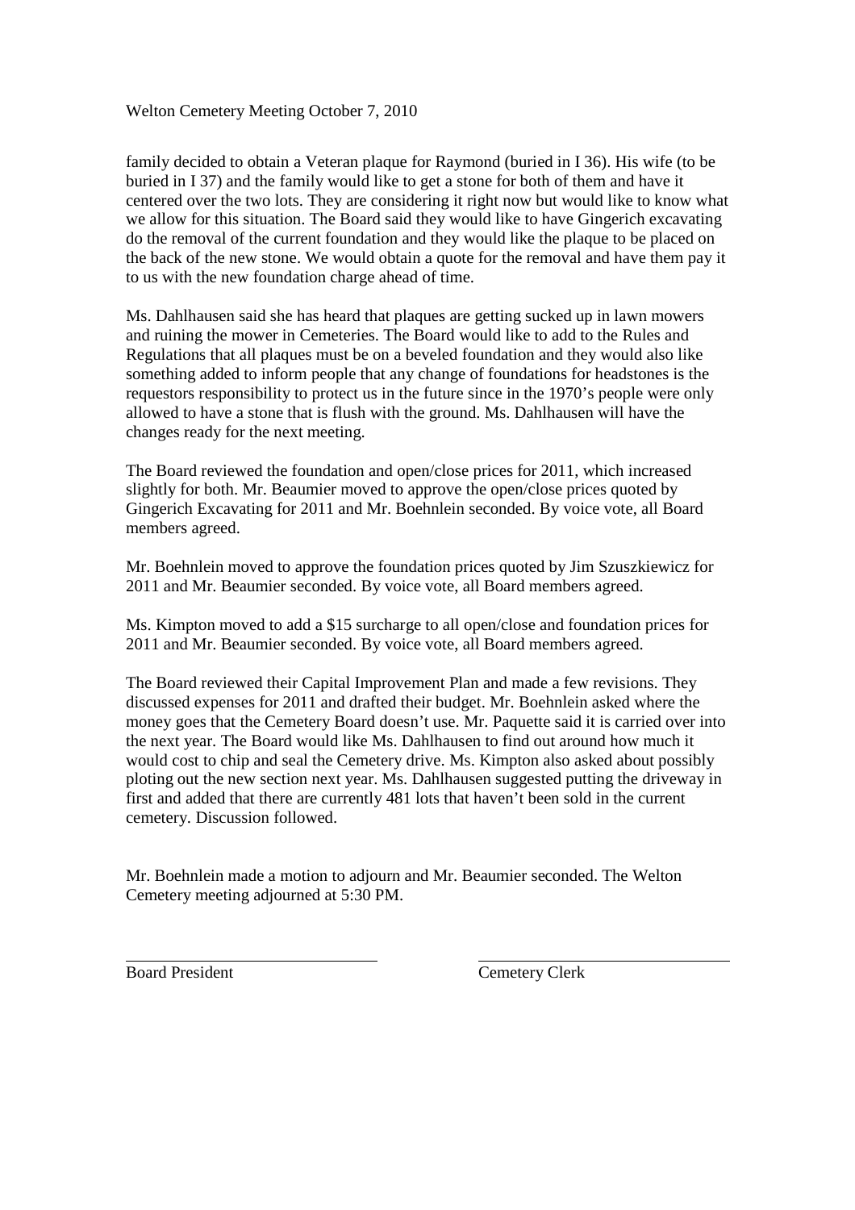family decided to obtain a Veteran plaque for Raymond (buried in I 36). His wife (to be buried in I 37) and the family would like to get a stone for both of them and have it centered over the two lots. They are considering it right now but would like to know what we allow for this situation. The Board said they would like to have Gingerich excavating do the removal of the current foundation and they would like the plaque to be placed on the back of the new stone. We would obtain a quote for the removal and have them pay it to us with the new foundation charge ahead of time.

Ms. Dahlhausen said she has heard that plaques are getting sucked up in lawn mowers and ruining the mower in Cemeteries. The Board would like to add to the Rules and Regulations that all plaques must be on a beveled foundation and they would also like something added to inform people that any change of foundations for headstones is the requestors responsibility to protect us in the future since in the 1970's people were only allowed to have a stone that is flush with the ground. Ms. Dahlhausen will have the changes ready for the next meeting.

The Board reviewed the foundation and open/close prices for 2011, which increased slightly for both. Mr. Beaumier moved to approve the open/close prices quoted by Gingerich Excavating for 2011 and Mr. Boehnlein seconded. By voice vote, all Board members agreed.

Mr. Boehnlein moved to approve the foundation prices quoted by Jim Szuszkiewicz for 2011 and Mr. Beaumier seconded. By voice vote, all Board members agreed.

Ms. Kimpton moved to add a $15 surcharge to all open/close and foundation prices for 2011 and Mr. Beaumier seconded. By voice vote, all Board members agreed.

The Board reviewed their Capital Improvement Plan and made a few revisions. They discussed expenses for 2011 and drafted their budget. Mr. Boehnlein asked where the money goes that the Cemetery Board doesn't use. Mr. Paquette said it is carried over into the next year. The Board would like Ms. Dahlhausen to find out around how much it would cost to chip and seal the Cemetery drive. Ms. Kimpton also asked about possibly ploting out the new section next year. Ms. Dahlhausen suggested putting the driveway in first and added that there are currently 481 lots that haven't been sold in the current cemetery. Discussion followed.

Mr. Boehnlein made a motion to adjourn and Mr. Beaumier seconded. The Welton Cemetery meeting adjourned at 5:30 PM.

______________________________ ______________________________

Board President Cemetery Clerk